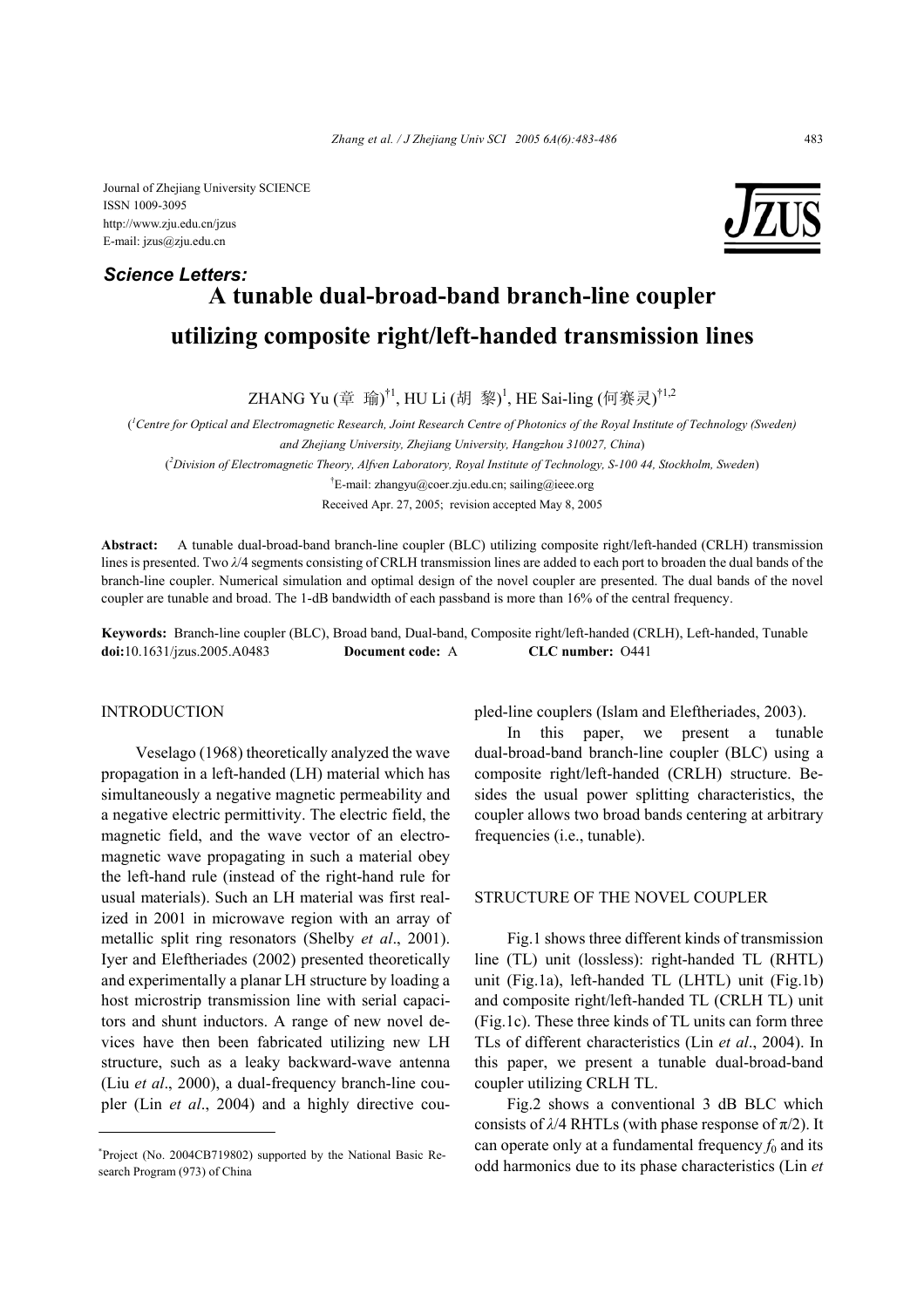Journal of Zhejiang University SCIENCE
ISSN 1009-3095
http://www.zju.edu.cn/jzus
E-mail: jzus@zju.edu.cn

***Science Letters:***

# A tunable dual-broad-band branch-line coupler utilizing composite right/left-handed transmission lines*

ZHANG Yu (章 瑜)[†1], HU Li (胡 黎)[1], HE Sai-ling (何赛灵)[†1,2]

([1]*Centre for Optical and Electromagnetic Research, Joint Research Centre of Photonics of the Royal Institute of Technology (Sweden) and Zhejiang University, Zhejiang University, Hangzhou 310027, China*)

([2]*Division of Electromagnetic Theory, Alfven Laboratory, Royal Institute of Technology, S-100 44, Stockholm, Sweden*)

[†]E-mail: zhangyu@coer.zju.edu.cn; sailing@ieee.org

Received Apr. 27, 2005; revision accepted May 8, 2005

**Abstract:** A tunable dual-broad-band branch-line coupler (BLC) utilizing composite right/left-handed (CRLH) transmission lines is presented. Two $\lambda/4$ segments consisting of CRLH transmission lines are added to each port to broaden the dual bands of the branch-line coupler. Numerical simulation and optimal design of the novel coupler are presented. The dual bands of the novel coupler are tunable and broad. The 1-dB bandwidth of each passband is more than 16% of the central frequency.

**Keywords:** Branch-line coupler (BLC), Broad band, Dual-band, Composite right/left-handed (CRLH), Left-handed, Tunable

**doi:**10.1631/jzus.2005.A0483 **Document code:** A **CLC number:** O441

## INTRODUCTION

Veselago (1968) theoretically analyzed the wave propagation in a left-handed (LH) material which has simultaneously a negative magnetic permeability and a negative electric permittivity. The electric field, the magnetic field, and the wave vector of an electromagnetic wave propagating in such a material obey the left-hand rule (instead of the right-hand rule for usual materials). Such an LH material was first realized in 2001 in microwave region with an array of metallic split ring resonators (Shelby *et al*., 2001). Iyer and Eleftheriades (2002) presented theoretically and experimentally a planar LH structure by loading a host microstrip transmission line with serial capacitors and shunt inductors. A range of new novel devices have then been fabricated utilizing new LH structure, such as a leaky backward-wave antenna (Liu *et al*., 2000), a dual-frequency branch-line coupler (Lin *et al*., 2004) and a highly directive coupled-line couplers (Islam and Eleftheriades, 2003).

In this paper, we present a tunable dual-broad-band branch-line coupler (BLC) using a composite right/left-handed (CRLH) structure. Besides the usual power splitting characteristics, the coupler allows two broad bands centering at arbitrary frequencies (i.e., tunable).

## STRUCTURE OF THE NOVEL COUPLER

Fig.1 shows three different kinds of transmission line (TL) unit (lossless): right-handed TL (RHTL) unit (Fig.1a), left-handed TL (LHTL) unit (Fig.1b) and composite right/left-handed TL (CRLH TL) unit (Fig.1c). These three kinds of TL units can form three TLs of different characteristics (Lin *et al*., 2004). In this paper, we present a tunable dual-broad-band coupler utilizing CRLH TL.

Fig.2 shows a conventional 3 dB BLC which consists of $\lambda/4$ RHTLs (with phase response of $\pi/2$). It can operate only at a fundamental frequency $f_0$ and its odd harmonics due to its phase characteristics (Lin *et*

---

*Project (No. 2004CB719802) supported by the National Basic Research Program (973) of China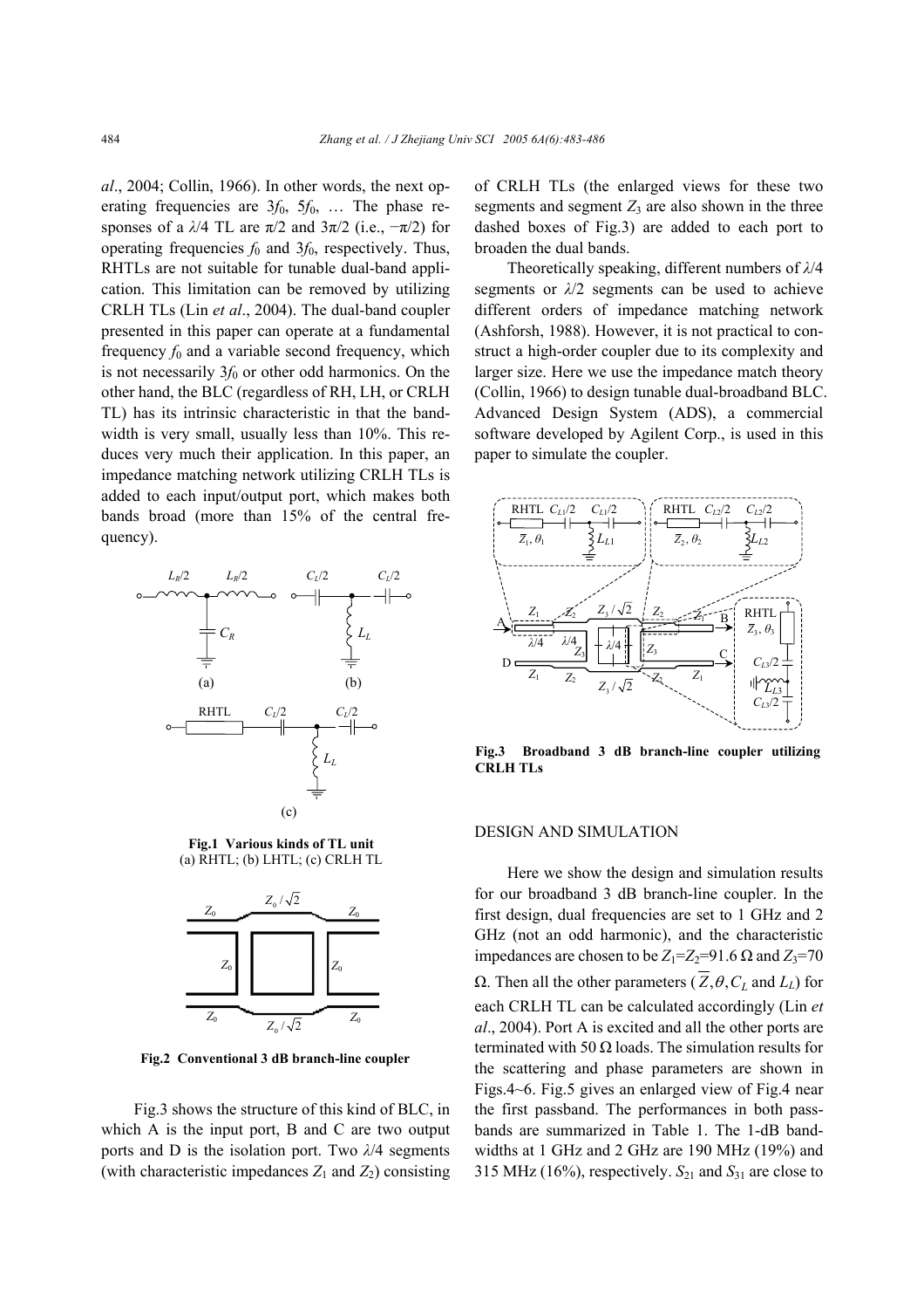*al*., 2004; Collin, 1966). In other words, the next operating frequencies are $3f_0$, $5f_0$, … The phase responses of a $\lambda/4$ TL are $\pi/2$ and $3\pi/2$ (i.e., $-\pi/2$) for operating frequencies $f_0$ and $3f_0$, respectively. Thus, RHTLs are not suitable for tunable dual-band application. This limitation can be removed by utilizing CRLH TLs (Lin *et al*., 2004). The dual-band coupler presented in this paper can operate at a fundamental frequency $f_0$ and a variable second frequency, which is not necessarily $3f_0$ or other odd harmonics. On the other hand, the BLC (regardless of RH, LH, or CRLH TL) has its intrinsic characteristic in that the bandwidth is very small, usually less than 10%. This reduces very much their application. In this paper, an impedance matching network utilizing CRLH TLs is added to each input/output port, which makes both bands broad (more than 15% of the central frequency).

**Fig.1 Various kinds of TL unit**
(a) RHTL; (b) LHTL; (c) CRLH TL

**Fig.2 Conventional 3 dB branch-line coupler**

Fig.3 shows the structure of this kind of BLC, in which A is the input port, B and C are two output ports and D is the isolation port. Two $\lambda/4$ segments (with characteristic impedances $Z_1$ and $Z_2$) consisting of CRLH TLs (the enlarged views for these two segments and segment $Z_3$ are also shown in the three dashed boxes of Fig.3) are added to each port to broaden the dual bands.

Theoretically speaking, different numbers of $\lambda/4$ segments or $\lambda/2$ segments can be used to achieve different orders of impedance matching network (Ashforsh, 1988). However, it is not practical to construct a high-order coupler due to its complexity and larger size. Here we use the impedance match theory (Collin, 1966) to design tunable dual-broadband BLC. Advanced Design System (ADS), a commercial software developed by Agilent Corp., is used in this paper to simulate the coupler.

**Fig.3 Broadband 3 dB branch-line coupler utilizing CRLH TLs**

## DESIGN AND SIMULATION

Here we show the design and simulation results for our broadband 3 dB branch-line coupler. In the first design, dual frequencies are set to 1 GHz and 2 GHz (not an odd harmonic), and the characteristic impedances are chosen to be $Z_1=Z_2=91.6\ \Omega$ and $Z_3=70\ \Omega$. Then all the other parameters ($\overline{Z}, \theta, C_L$ and $L_L$) for each CRLH TL can be calculated accordingly (Lin *et al*., 2004). Port A is excited and all the other ports are terminated with 50 Ω loads. The simulation results for the scattering and phase parameters are shown in Figs.4~6. Fig.5 gives an enlarged view of Fig.4 near the first passband. The performances in both passbands are summarized in Table 1. The 1-dB bandwidths at 1 GHz and 2 GHz are 190 MHz (19%) and 315 MHz (16%), respectively. $S_{21}$ and $S_{31}$ are close to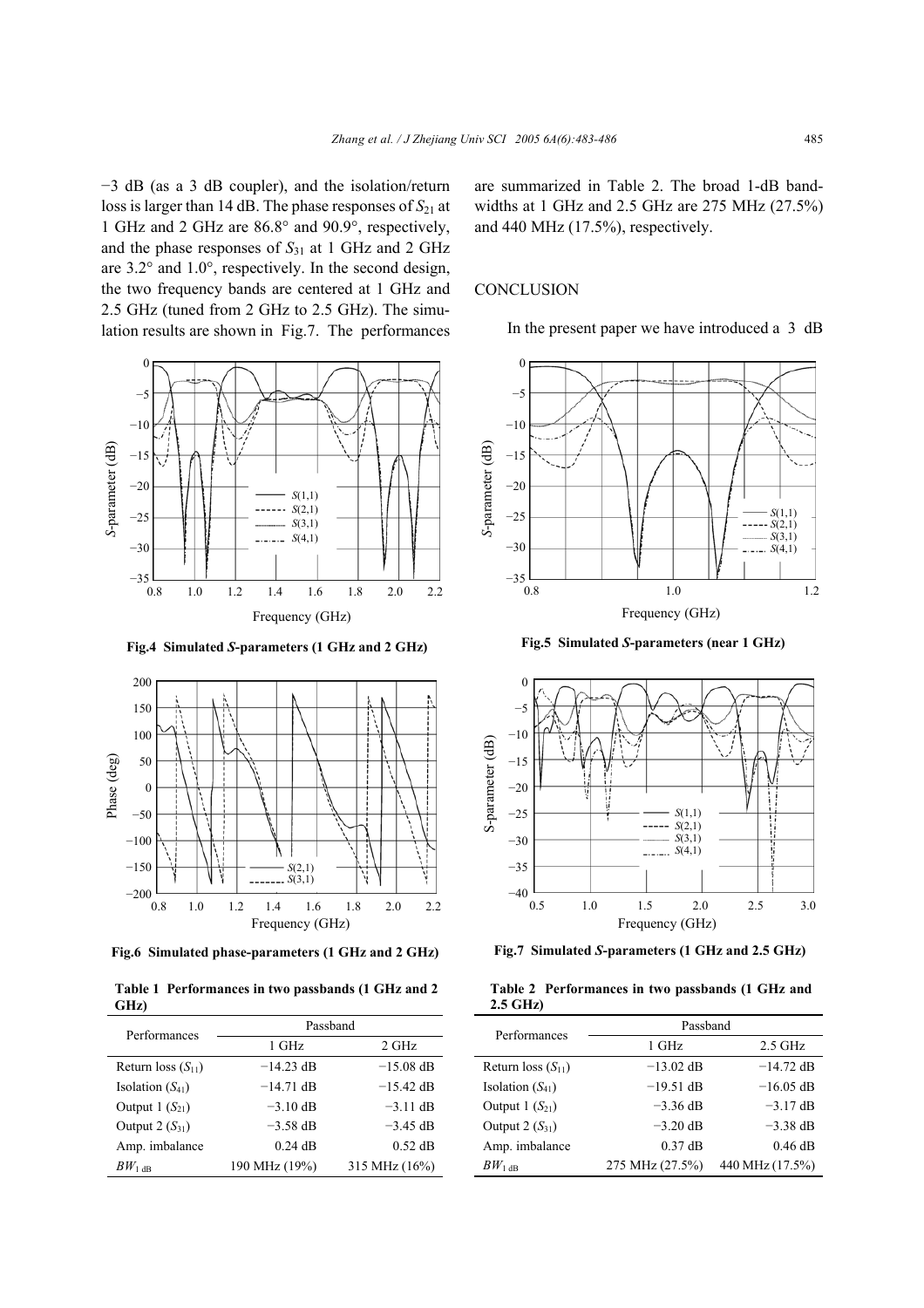−3 dB (as a 3 dB coupler), and the isolation/return loss is larger than 14 dB. The phase responses of $S_{21}$ at 1 GHz and 2 GHz are 86.8° and 90.9°, respectively, and the phase responses of $S_{31}$ at 1 GHz and 2 GHz are 3.2° and 1.0°, respectively. In the second design, the two frequency bands are centered at 1 GHz and 2.5 GHz (tuned from 2 GHz to 2.5 GHz). The simulation results are shown in Fig.7. The performances are summarized in Table 2. The broad 1-dB bandwidths at 1 GHz and 2.5 GHz are 275 MHz (27.5%) and 440 MHz (17.5%), respectively.

**Fig.4 Simulated *S*-parameters (1 GHz and 2 GHz)**

**Fig.6 Simulated phase-parameters (1 GHz and 2 GHz)**

**Table 1 Performances in two passbands (1 GHz and 2 GHz)**

| Performances | Passband | |
|---|---|---|
| | 1 GHz | 2 GHz |
| Return loss ($S_{11}$) | −14.23 dB | −15.08 dB |
| Isolation ($S_{41}$) | −14.71 dB | −15.42 dB |
| Output 1 ($S_{21}$) | −3.10 dB | −3.11 dB |
| Output 2 ($S_{31}$) | −3.58 dB | −3.45 dB |
| Amp. imbalance | 0.24 dB | 0.52 dB |
| $BW_{1\text{ dB}}$ | 190 MHz (19%) | 315 MHz (16%) |

## CONCLUSION

In the present paper we have introduced a 3 dB

**Fig.5 Simulated *S*-parameters (near 1 GHz)**

**Fig.7 Simulated *S*-parameters (1 GHz and 2.5 GHz)**

**Table 2 Performances in two passbands (1 GHz and 2.5 GHz)**

| Performances | Passband | |
|---|---|---|
| | 1 GHz | 2.5 GHz |
| Return loss ($S_{11}$) | −13.02 dB | −14.72 dB |
| Isolation ($S_{41}$) | −19.51 dB | −16.05 dB |
| Output 1 ($S_{21}$) | −3.36 dB | −3.17 dB |
| Output 2 ($S_{31}$) | −3.20 dB | −3.38 dB |
| Amp. imbalance | 0.37 dB | 0.46 dB |
| $BW_{1\text{ dB}}$ | 275 MHz (27.5%) | 440 MHz (17.5%) |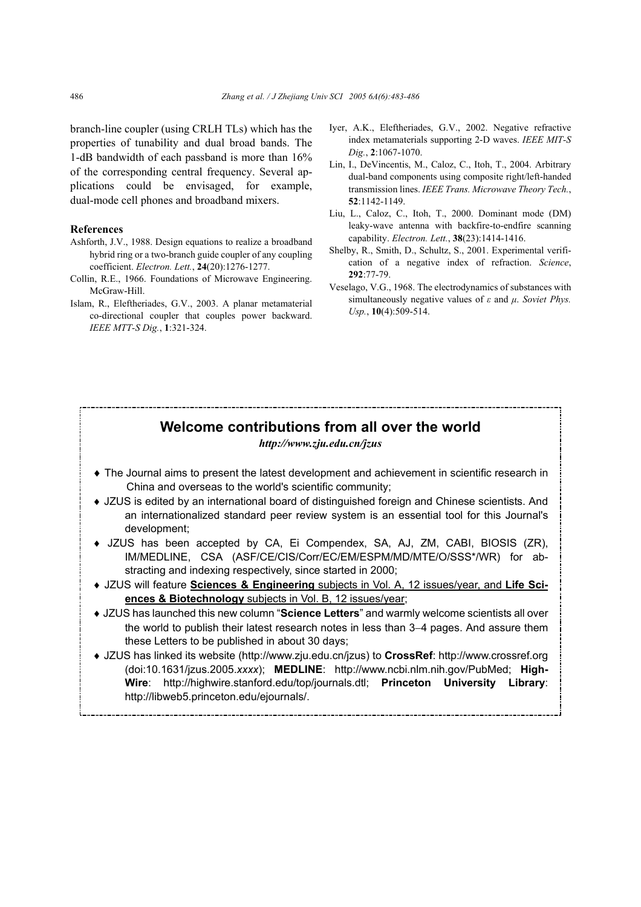branch-line coupler (using CRLH TLs) which has the properties of tunability and dual broad bands. The 1-dB bandwidth of each passband is more than 16% of the corresponding central frequency. Several applications could be envisaged, for example, dual-mode cell phones and broadband mixers.

## References

Ashforth, J.V., 1988. Design equations to realize a broadband hybrid ring or a two-branch guide coupler of any coupling coefficient. *Electron. Lett.*, **24**(20):1276-1277.

Collin, R.E., 1966. Foundations of Microwave Engineering. McGraw-Hill.

Islam, R., Eleftheriades, G.V., 2003. A planar metamaterial co-directional coupler that couples power backward. *IEEE MTT-S Dig.*, **1**:321-324.

Iyer, A.K., Eleftheriades, G.V., 2002. Negative refractive index metamaterials supporting 2-D waves. *IEEE MIT-S Dig.*, **2**:1067-1070.

Lin, I., DeVincentis, M., Caloz, C., Itoh, T., 2004. Arbitrary dual-band components using composite right/left-handed transmission lines. *IEEE Trans. Microwave Theory Tech.*, **52**:1142-1149.

Liu, L., Caloz, C., Itoh, T., 2000. Dominant mode (DM) leaky-wave antenna with backfire-to-endfire scanning capability. *Electron. Lett.*, **38**(23):1414-1416.

Shelby, R., Smith, D., Schultz, S., 2001. Experimental verification of a negative index of refraction. *Science*, **292**:77-79.

Veselago, V.G., 1968. The electrodynamics of substances with simultaneously negative values of $\varepsilon$ and $\mu$. *Soviet Phys. Usp.*, **10**(4):509-514.

## Welcome contributions from all over the world

***http://www.zju.edu.cn/jzus***

- The Journal aims to present the latest development and achievement in scientific research in China and overseas to the world's scientific community;
- JZUS is edited by an international board of distinguished foreign and Chinese scientists. And an internationalized standard peer review system is an essential tool for this Journal's development;
- JZUS has been accepted by CA, Ei Compendex, SA, AJ, ZM, CABI, BIOSIS (ZR), IM/MEDLINE, CSA (ASF/CE/CIS/Corr/EC/EM/ESPM/MD/MTE/O/SSS*/WR) for abstracting and indexing respectively, since started in 2000;
- JZUS will feature **Sciences & Engineering** subjects in Vol. A, 12 issues/year, and **Life Sciences & Biotechnology** subjects in Vol. B, 12 issues/year;
- JZUS has launched this new column "**Science Letters**" and warmly welcome scientists all over the world to publish their latest research notes in less than 3–4 pages. And assure them these Letters to be published in about 30 days;
- JZUS has linked its website (http://www.zju.edu.cn/jzus) to **CrossRef**: http://www.crossref.org (doi:10.1631/jzus.2005.*xxxx*); **MEDLINE**: http://www.ncbi.nlm.nih.gov/PubMed; **HighWire**: http://highwire.stanford.edu/top/journals.dtl; **Princeton University Library**: http://libweb5.princeton.edu/ejournals/.